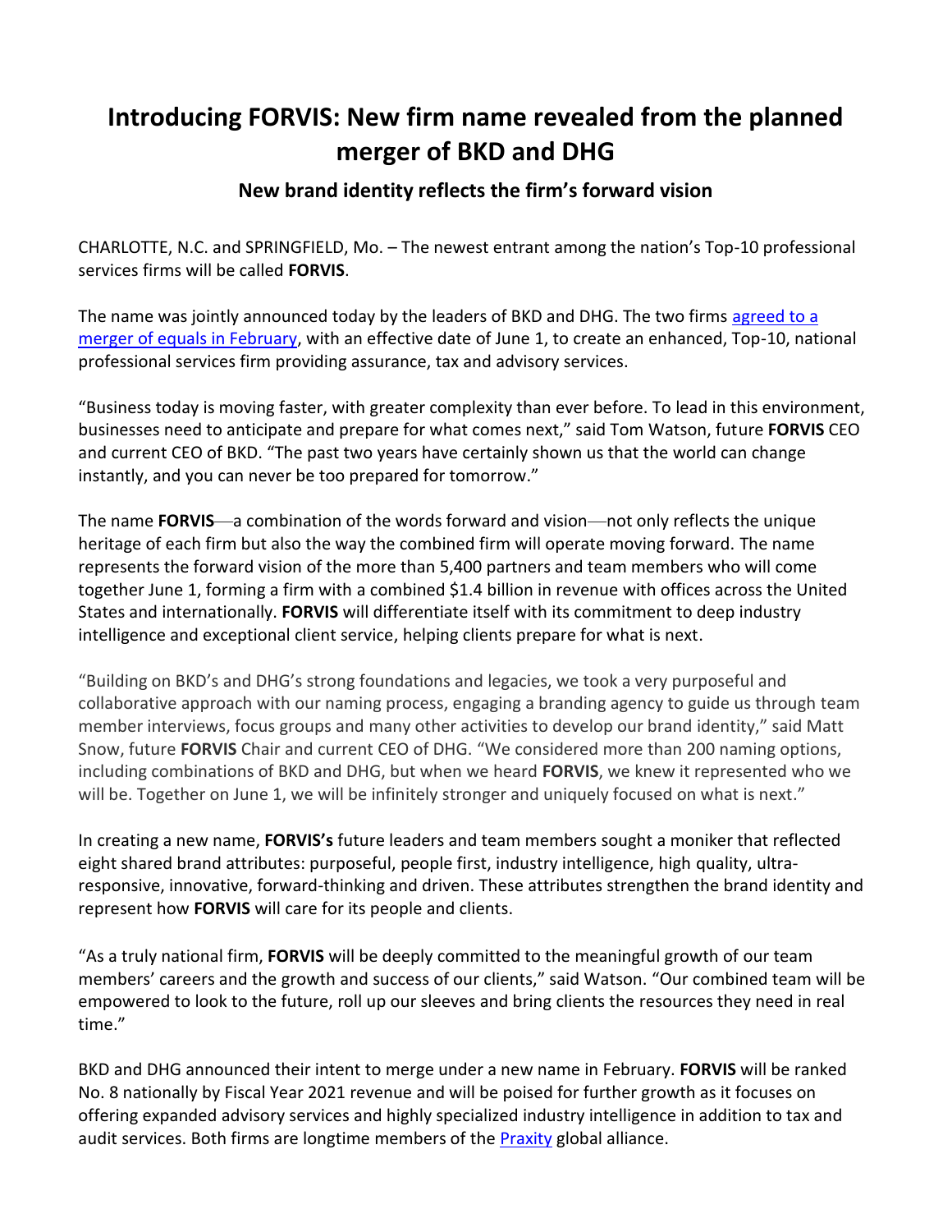# Introducing FORVIS: New firm name revealed from the planned merger of BKD and DHG

## New brand identity reflects the firm's forward vision

CHARLOTTE, N.C. and SPRINGFIELD, Mo. – The newest entrant among the nation's Top-10 professional services firms will be called **FORVIS**.

The name was jointly announced today by the leaders of BKD and DHG. The two firms agreed to a merger of equals in February, with an effective date of June 1, to create an enhanced, Top-10, national professional services firm providing assurance, tax and advisory services.

"Business today is moving faster, with greater complexity than ever before. To lead in this environment, businesses need to anticipate and prepare for what comes next," said Tom Watson, future **FORVIS** CEO and current CEO of BKD. "The past two years have certainly shown us that the world can change instantly, and you can never be too prepared for tomorrow."

The name **FORVIS**—a combination of the words forward and vision—not only reflects the unique heritage of each firm but also the way the combined firm will operate moving forward. The name represents the forward vision of the more than 5,400 partners and team members who will come together June 1, forming a firm with a combined $1.4 billion in revenue with offices across the United States and internationally. **FORVIS** will differentiate itself with its commitment to deep industry intelligence and exceptional client service, helping clients prepare for what is next.

"Building on BKD's and DHG's strong foundations and legacies, we took a very purposeful and collaborative approach with our naming process, engaging a branding agency to guide us through team member interviews, focus groups and many other activities to develop our brand identity," said Matt Snow, future **FORVIS** Chair and current CEO of DHG. "We considered more than 200 naming options, including combinations of BKD and DHG, but when we heard **FORVIS**, we knew it represented who we will be. Together on June 1, we will be infinitely stronger and uniquely focused on what is next."

In creating a new name, **FORVIS's** future leaders and team members sought a moniker that reflected eight shared brand attributes: purposeful, people first, industry intelligence, high quality, ultra-responsive, innovative, forward-thinking and driven. These attributes strengthen the brand identity and represent how **FORVIS** will care for its people and clients.

"As a truly national firm, **FORVIS** will be deeply committed to the meaningful growth of our team members' careers and the growth and success of our clients," said Watson. "Our combined team will be empowered to look to the future, roll up our sleeves and bring clients the resources they need in real time."

BKD and DHG announced their intent to merge under a new name in February. **FORVIS** will be ranked No. 8 nationally by Fiscal Year 2021 revenue and will be poised for further growth as it focuses on offering expanded advisory services and highly specialized industry intelligence in addition to tax and audit services. Both firms are longtime members of the Praxity global alliance.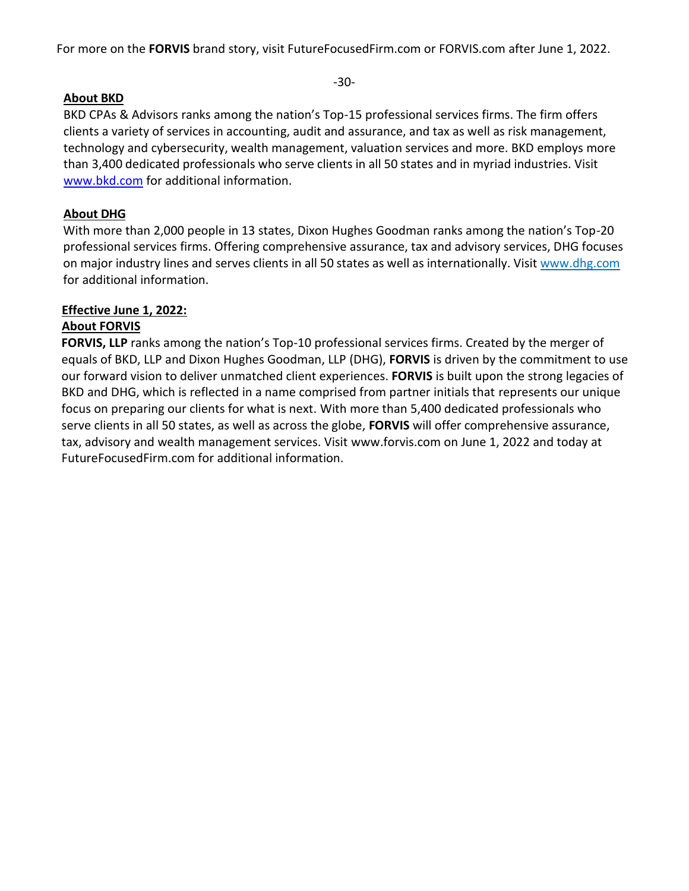For more on the **FORVIS** brand story, visit FutureFocusedFirm.com or FORVIS.com after June 1, 2022.

-30-

**About BKD**

BKD CPAs & Advisors ranks among the nation's Top-15 professional services firms. The firm offers clients a variety of services in accounting, audit and assurance, and tax as well as risk management, technology and cybersecurity, wealth management, valuation services and more. BKD employs more than 3,400 dedicated professionals who serve clients in all 50 states and in myriad industries. Visit www.bkd.com for additional information.

**About DHG**

With more than 2,000 people in 13 states, Dixon Hughes Goodman ranks among the nation's Top-20 professional services firms. Offering comprehensive assurance, tax and advisory services, DHG focuses on major industry lines and serves clients in all 50 states as well as internationally. Visit www.dhg.com for additional information.

**Effective June 1, 2022:**

**About FORVIS**

**FORVIS, LLP** ranks among the nation's Top-10 professional services firms. Created by the merger of equals of BKD, LLP and Dixon Hughes Goodman, LLP (DHG), **FORVIS** is driven by the commitment to use our forward vision to deliver unmatched client experiences. **FORVIS** is built upon the strong legacies of BKD and DHG, which is reflected in a name comprised from partner initials that represents our unique focus on preparing our clients for what is next. With more than 5,400 dedicated professionals who serve clients in all 50 states, as well as across the globe, **FORVIS** will offer comprehensive assurance, tax, advisory and wealth management services. Visit www.forvis.com on June 1, 2022 and today at FutureFocusedFirm.com for additional information.